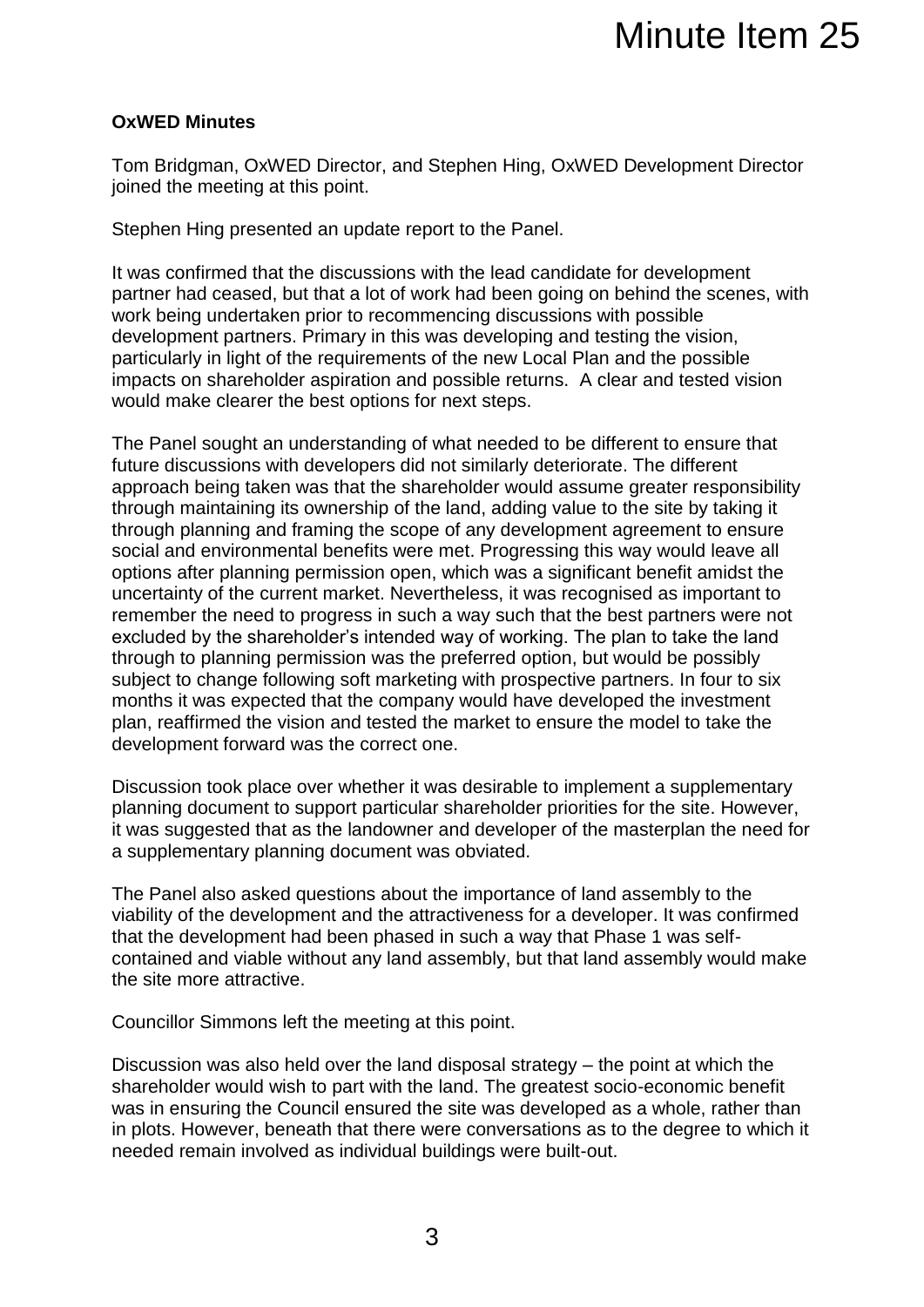# Minute Item 25

**OxWED Minutes**

Tom Bridgman, OxWED Director, and Stephen Hing, OxWED Development Director joined the meeting at this point.

Stephen Hing presented an update report to the Panel.

It was confirmed that the discussions with the lead candidate for development partner had ceased, but that a lot of work had been going on behind the scenes, with work being undertaken prior to recommencing discussions with possible development partners. Primary in this was developing and testing the vision, particularly in light of the requirements of the new Local Plan and the possible impacts on shareholder aspiration and possible returns. A clear and tested vision would make clearer the best options for next steps.

The Panel sought an understanding of what needed to be different to ensure that future discussions with developers did not similarly deteriorate. The different approach being taken was that the shareholder would assume greater responsibility through maintaining its ownership of the land, adding value to the site by taking it through planning and framing the scope of any development agreement to ensure social and environmental benefits were met. Progressing this way would leave all options after planning permission open, which was a significant benefit amidst the uncertainty of the current market. Nevertheless, it was recognised as important to remember the need to progress in such a way such that the best partners were not excluded by the shareholder's intended way of working. The plan to take the land through to planning permission was the preferred option, but would be possibly subject to change following soft marketing with prospective partners. In four to six months it was expected that the company would have developed the investment plan, reaffirmed the vision and tested the market to ensure the model to take the development forward was the correct one.

Discussion took place over whether it was desirable to implement a supplementary planning document to support particular shareholder priorities for the site. However, it was suggested that as the landowner and developer of the masterplan the need for a supplementary planning document was obviated.

The Panel also asked questions about the importance of land assembly to the viability of the development and the attractiveness for a developer. It was confirmed that the development had been phased in such a way that Phase 1 was self-contained and viable without any land assembly, but that land assembly would make the site more attractive.

Councillor Simmons left the meeting at this point.

Discussion was also held over the land disposal strategy – the point at which the shareholder would wish to part with the land. The greatest socio-economic benefit was in ensuring the Council ensured the site was developed as a whole, rather than in plots. However, beneath that there were conversations as to the degree to which it needed remain involved as individual buildings were built-out.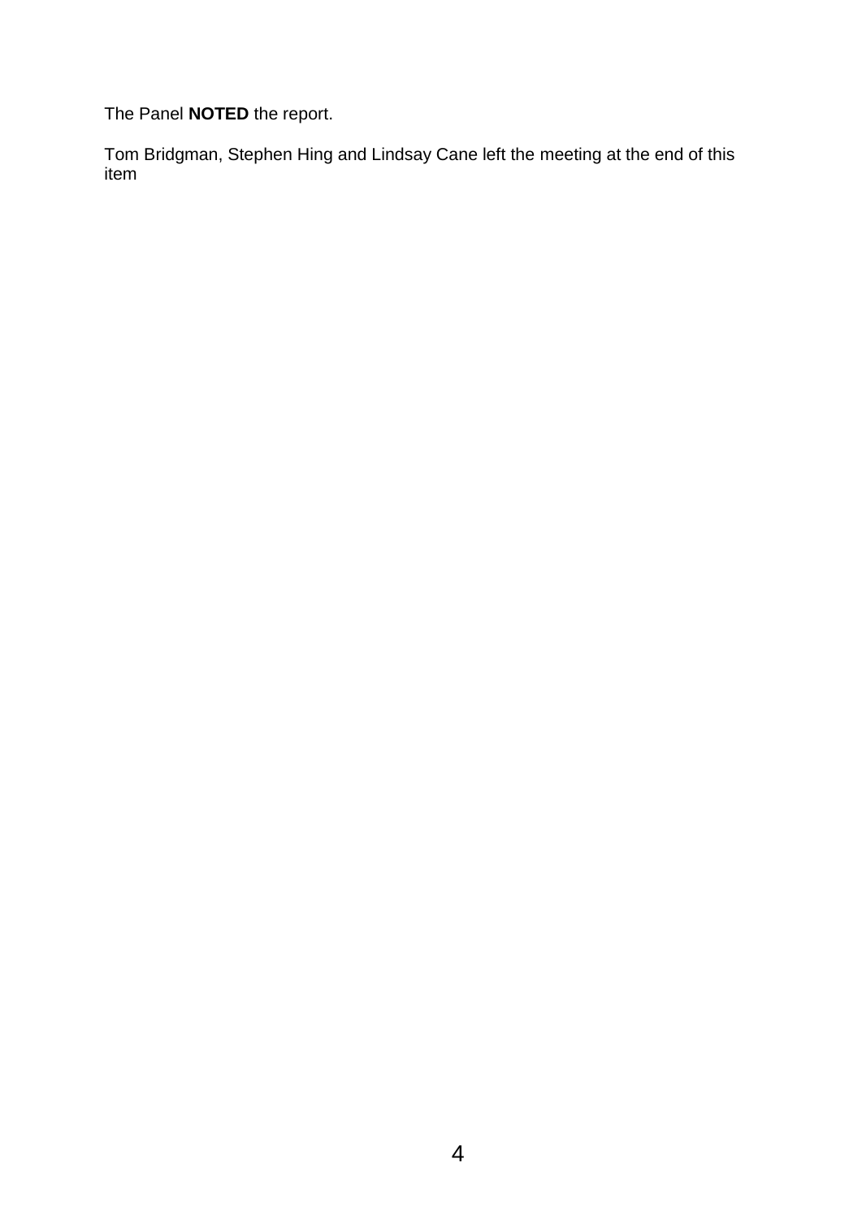The Panel **NOTED** the report.

Tom Bridgman, Stephen Hing and Lindsay Cane left the meeting at the end of this item